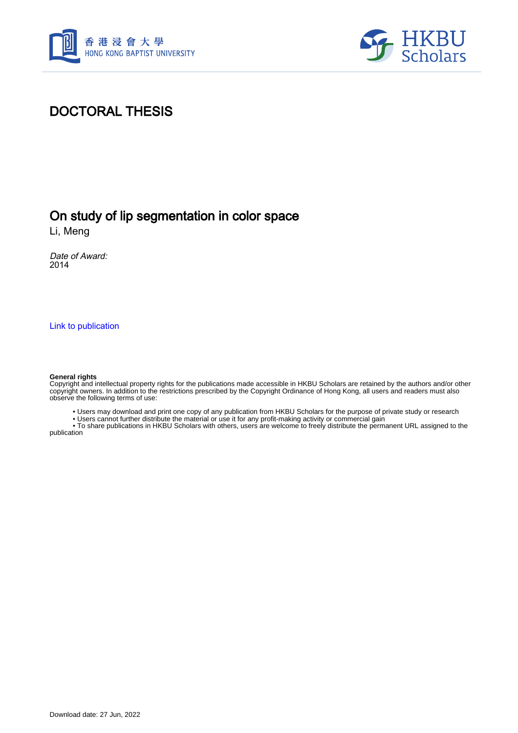香港浸會大學
HONG KONG BAPTIST UNIVERSITY

HKBU Scholars

# DOCTORAL THESIS

## On study of lip segmentation in color space

Li, Meng

*Date of Award:*
2014

Link to publication

**General rights**
Copyright and intellectual property rights for the publications made accessible in HKBU Scholars are retained by the authors and/or other copyright owners. In addition to the restrictions prescribed by the Copyright Ordinance of Hong Kong, all users and readers must also observe the following terms of use:

- Users may download and print one copy of any publication from HKBU Scholars for the purpose of private study or research
- Users cannot further distribute the material or use it for any profit-making activity or commercial gain
- To share publications in HKBU Scholars with others, users are welcome to freely distribute the permanent URL assigned to the publication

Download date: 27 Jun, 2022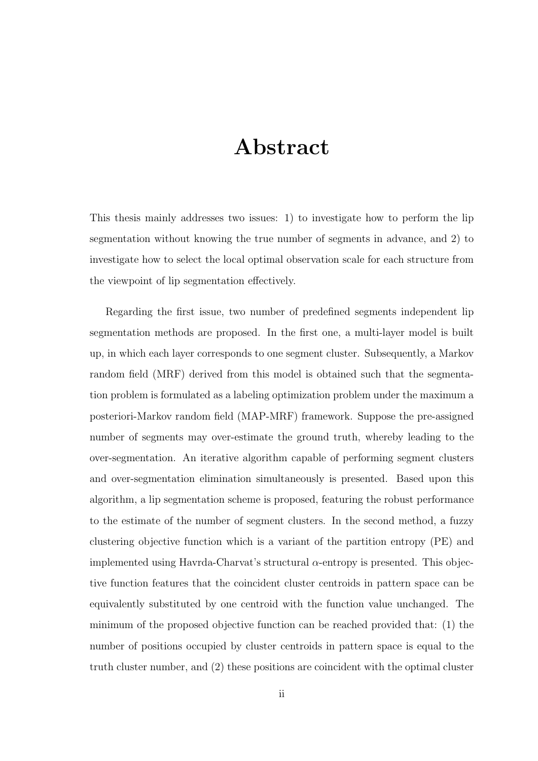# Abstract

This thesis mainly addresses two issues: 1) to investigate how to perform the lip segmentation without knowing the true number of segments in advance, and 2) to investigate how to select the local optimal observation scale for each structure from the viewpoint of lip segmentation effectively.

Regarding the first issue, two number of predefined segments independent lip segmentation methods are proposed. In the first one, a multi-layer model is built up, in which each layer corresponds to one segment cluster. Subsequently, a Markov random field (MRF) derived from this model is obtained such that the segmentation problem is formulated as a labeling optimization problem under the maximum a posteriori-Markov random field (MAP-MRF) framework. Suppose the pre-assigned number of segments may over-estimate the ground truth, whereby leading to the over-segmentation. An iterative algorithm capable of performing segment clusters and over-segmentation elimination simultaneously is presented. Based upon this algorithm, a lip segmentation scheme is proposed, featuring the robust performance to the estimate of the number of segment clusters. In the second method, a fuzzy clustering objective function which is a variant of the partition entropy (PE) and implemented using Havrda-Charvat's structural $\alpha$-entropy is presented. This objective function features that the coincident cluster centroids in pattern space can be equivalently substituted by one centroid with the function value unchanged. The minimum of the proposed objective function can be reached provided that: (1) the number of positions occupied by cluster centroids in pattern space is equal to the truth cluster number, and (2) these positions are coincident with the optimal cluster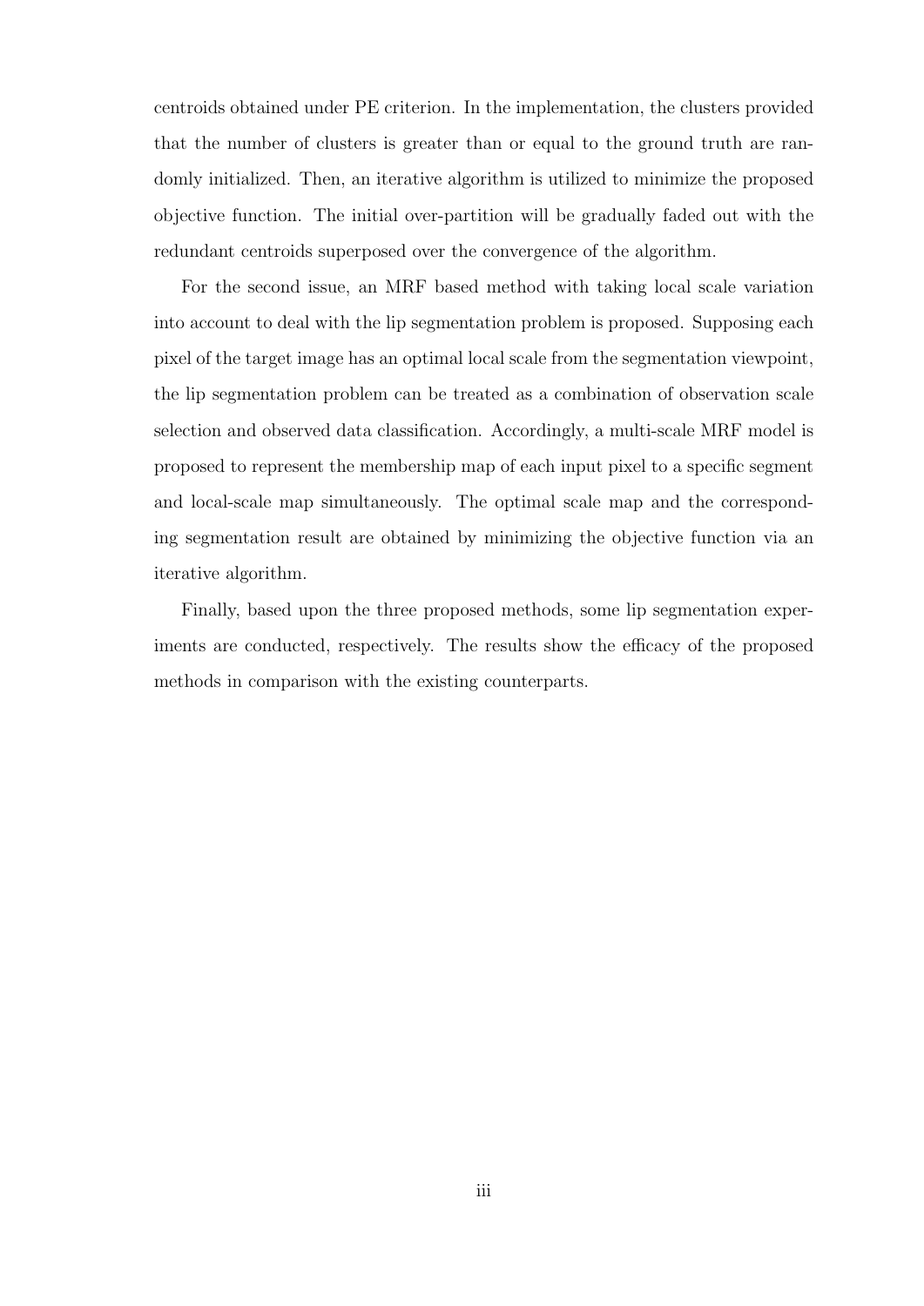centroids obtained under PE criterion. In the implementation, the clusters provided that the number of clusters is greater than or equal to the ground truth are randomly initialized. Then, an iterative algorithm is utilized to minimize the proposed objective function. The initial over-partition will be gradually faded out with the redundant centroids superposed over the convergence of the algorithm.

For the second issue, an MRF based method with taking local scale variation into account to deal with the lip segmentation problem is proposed. Supposing each pixel of the target image has an optimal local scale from the segmentation viewpoint, the lip segmentation problem can be treated as a combination of observation scale selection and observed data classification. Accordingly, a multi-scale MRF model is proposed to represent the membership map of each input pixel to a specific segment and local-scale map simultaneously. The optimal scale map and the corresponding segmentation result are obtained by minimizing the objective function via an iterative algorithm.

Finally, based upon the three proposed methods, some lip segmentation experiments are conducted, respectively. The results show the efficacy of the proposed methods in comparison with the existing counterparts.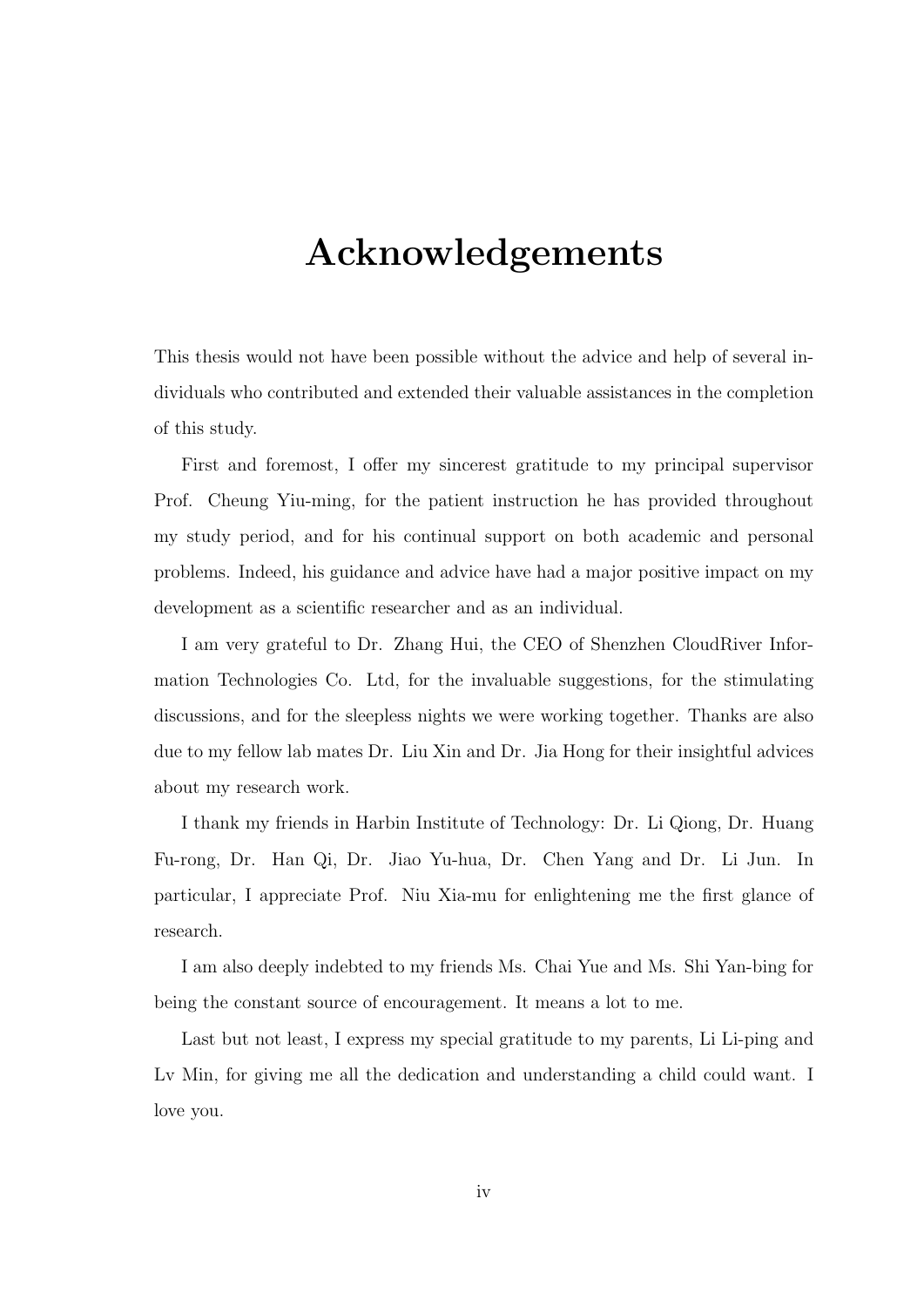# Acknowledgements

This thesis would not have been possible without the advice and help of several individuals who contributed and extended their valuable assistances in the completion of this study.

First and foremost, I offer my sincerest gratitude to my principal supervisor Prof. Cheung Yiu-ming, for the patient instruction he has provided throughout my study period, and for his continual support on both academic and personal problems. Indeed, his guidance and advice have had a major positive impact on my development as a scientific researcher and as an individual.

I am very grateful to Dr. Zhang Hui, the CEO of Shenzhen CloudRiver Information Technologies Co. Ltd, for the invaluable suggestions, for the stimulating discussions, and for the sleepless nights we were working together. Thanks are also due to my fellow lab mates Dr. Liu Xin and Dr. Jia Hong for their insightful advices about my research work.

I thank my friends in Harbin Institute of Technology: Dr. Li Qiong, Dr. Huang Fu-rong, Dr. Han Qi, Dr. Jiao Yu-hua, Dr. Chen Yang and Dr. Li Jun. In particular, I appreciate Prof. Niu Xia-mu for enlightening me the first glance of research.

I am also deeply indebted to my friends Ms. Chai Yue and Ms. Shi Yan-bing for being the constant source of encouragement. It means a lot to me.

Last but not least, I express my special gratitude to my parents, Li Li-ping and Lv Min, for giving me all the dedication and understanding a child could want. I love you.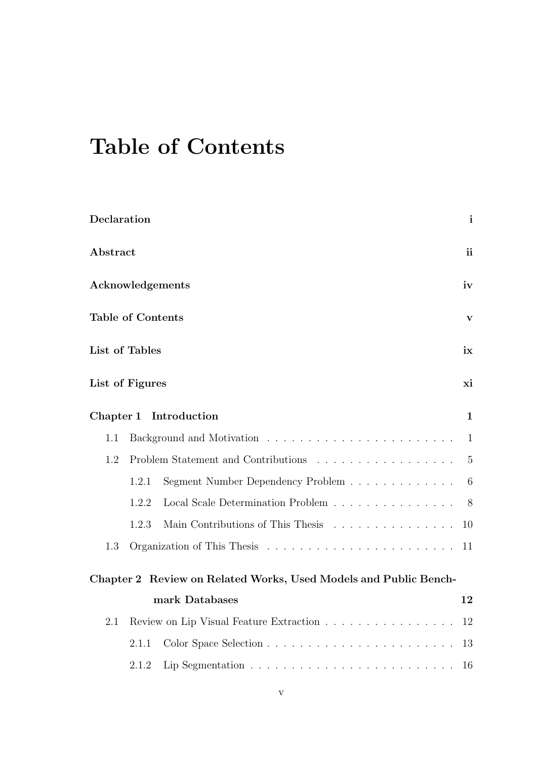# Table of Contents

**Declaration** **i**

**Abstract** **ii**

**Acknowledgements** **iv**

**Table of Contents** **v**

**List of Tables** **ix**

**List of Figures** **xi**

**Chapter 1 Introduction** **1**

- 1.1 Background and Motivation . . . . . . . . . . . . . . . . . . . . . . . 1
- 1.2 Problem Statement and Contributions . . . . . . . . . . . . . . . . . 5
  - 1.2.1 Segment Number Dependency Problem . . . . . . . . . . . . . 6
  - 1.2.2 Local Scale Determination Problem . . . . . . . . . . . . . . . 8
  - 1.2.3 Main Contributions of This Thesis . . . . . . . . . . . . . . . 10
- 1.3 Organization of This Thesis . . . . . . . . . . . . . . . . . . . . . . . 11

**Chapter 2 Review on Related Works, Used Models and Public Benchmark Databases** **12**

- 2.1 Review on Lip Visual Feature Extraction . . . . . . . . . . . . . . . . 12
  - 2.1.1 Color Space Selection . . . . . . . . . . . . . . . . . . . . . . . 13
  - 2.1.2 Lip Segmentation . . . . . . . . . . . . . . . . . . . . . . . . . 16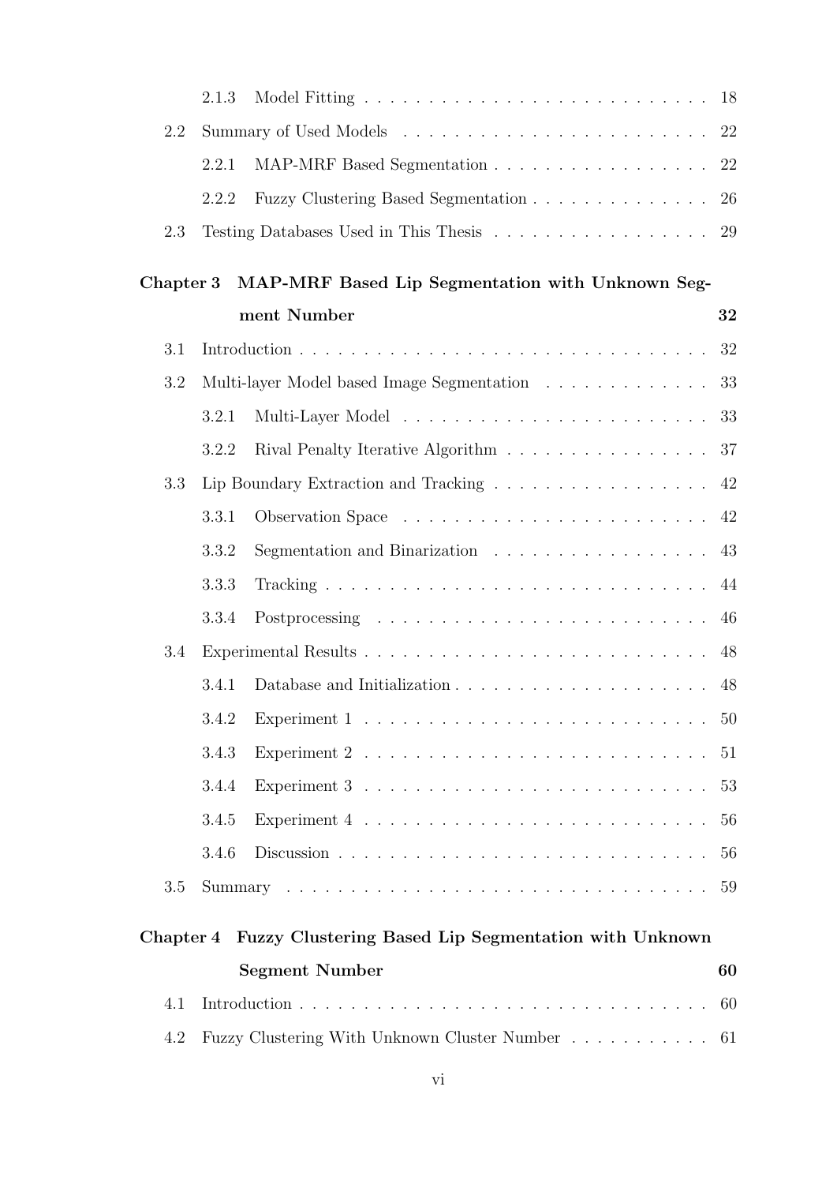2.1.3 Model Fitting . . . . . . . . . . . . . . . . . . . . . . . . . . 18

2.2 Summary of Used Models . . . . . . . . . . . . . . . . . . . . . . . . 22

2.2.1 MAP-MRF Based Segmentation . . . . . . . . . . . . . . . . . 22

2.2.2 Fuzzy Clustering Based Segmentation . . . . . . . . . . . . . 26

2.3 Testing Databases Used in This Thesis . . . . . . . . . . . . . . . . . 29

**Chapter 3 MAP-MRF Based Lip Segmentation with Unknown Segment Number 32**

3.1 Introduction . . . . . . . . . . . . . . . . . . . . . . . . . . . . . . . 32

3.2 Multi-layer Model based Image Segmentation . . . . . . . . . . . . . 33

3.2.1 Multi-Layer Model . . . . . . . . . . . . . . . . . . . . . . . . 33

3.2.2 Rival Penalty Iterative Algorithm . . . . . . . . . . . . . . . . 37

3.3 Lip Boundary Extraction and Tracking . . . . . . . . . . . . . . . . . 42

3.3.1 Observation Space . . . . . . . . . . . . . . . . . . . . . . . . 42

3.3.2 Segmentation and Binarization . . . . . . . . . . . . . . . . . 43

3.3.3 Tracking . . . . . . . . . . . . . . . . . . . . . . . . . . . . . . 44

3.3.4 Postprocessing . . . . . . . . . . . . . . . . . . . . . . . . . . 46

3.4 Experimental Results . . . . . . . . . . . . . . . . . . . . . . . . . . 48

3.4.1 Database and Initialization . . . . . . . . . . . . . . . . . . . . 48

3.4.2 Experiment 1 . . . . . . . . . . . . . . . . . . . . . . . . . . . 50

3.4.3 Experiment 2 . . . . . . . . . . . . . . . . . . . . . . . . . . . 51

3.4.4 Experiment 3 . . . . . . . . . . . . . . . . . . . . . . . . . . . 53

3.4.5 Experiment 4 . . . . . . . . . . . . . . . . . . . . . . . . . . . 56

3.4.6 Discussion . . . . . . . . . . . . . . . . . . . . . . . . . . . . . 56

3.5 Summary . . . . . . . . . . . . . . . . . . . . . . . . . . . . . . . . . 59

**Chapter 4 Fuzzy Clustering Based Lip Segmentation with Unknown Segment Number 60**

4.1 Introduction . . . . . . . . . . . . . . . . . . . . . . . . . . . . . . . 60

4.2 Fuzzy Clustering With Unknown Cluster Number . . . . . . . . . . . 61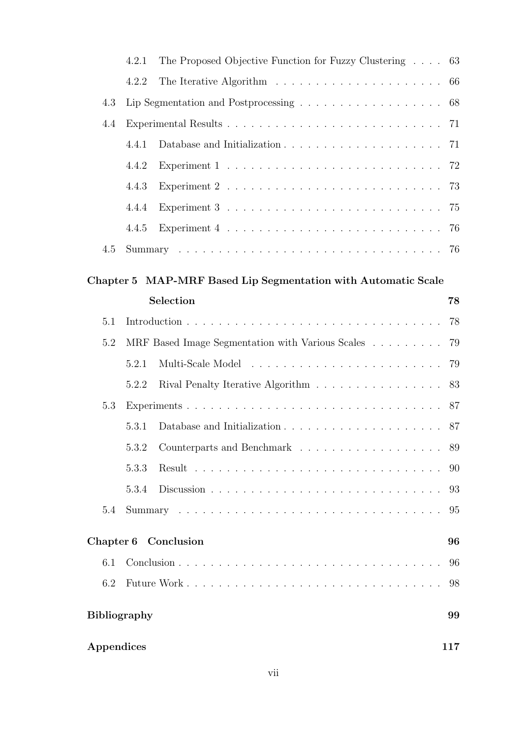- 4.2.1 The Proposed Objective Function for Fuzzy Clustering . . . . 63
- 4.2.2 The Iterative Algorithm . . . . . . . . . . . . . . . . . . . . . 66
- 4.3 Lip Segmentation and Postprocessing . . . . . . . . . . . . . . . . . 68
- 4.4 Experimental Results . . . . . . . . . . . . . . . . . . . . . . . . . . . 71
  - 4.4.1 Database and Initialization . . . . . . . . . . . . . . . . . . . . 71
  - 4.4.2 Experiment 1 . . . . . . . . . . . . . . . . . . . . . . . . . . . 72
  - 4.4.3 Experiment 2 . . . . . . . . . . . . . . . . . . . . . . . . . . . 73
  - 4.4.4 Experiment 3 . . . . . . . . . . . . . . . . . . . . . . . . . . . 75
  - 4.4.5 Experiment 4 . . . . . . . . . . . . . . . . . . . . . . . . . . . 76
- 4.5 Summary . . . . . . . . . . . . . . . . . . . . . . . . . . . . . . . . . 76

**Chapter 5 MAP-MRF Based Lip Segmentation with Automatic Scale Selection** **78**

- 5.1 Introduction . . . . . . . . . . . . . . . . . . . . . . . . . . . . . . . 78
- 5.2 MRF Based Image Segmentation with Various Scales . . . . . . . . . 79
  - 5.2.1 Multi-Scale Model . . . . . . . . . . . . . . . . . . . . . . . . 79
  - 5.2.2 Rival Penalty Iterative Algorithm . . . . . . . . . . . . . . . . 83
- 5.3 Experiments . . . . . . . . . . . . . . . . . . . . . . . . . . . . . . . 87
  - 5.3.1 Database and Initialization . . . . . . . . . . . . . . . . . . . . 87
  - 5.3.2 Counterparts and Benchmark . . . . . . . . . . . . . . . . . . 89
  - 5.3.3 Result . . . . . . . . . . . . . . . . . . . . . . . . . . . . . . . 90
  - 5.3.4 Discussion . . . . . . . . . . . . . . . . . . . . . . . . . . . . . 93
- 5.4 Summary . . . . . . . . . . . . . . . . . . . . . . . . . . . . . . . . . 95

**Chapter 6 Conclusion** **96**

- 6.1 Conclusion . . . . . . . . . . . . . . . . . . . . . . . . . . . . . . . . 96
- 6.2 Future Work . . . . . . . . . . . . . . . . . . . . . . . . . . . . . . . 98

**Bibliography** **99**

**Appendices** **117**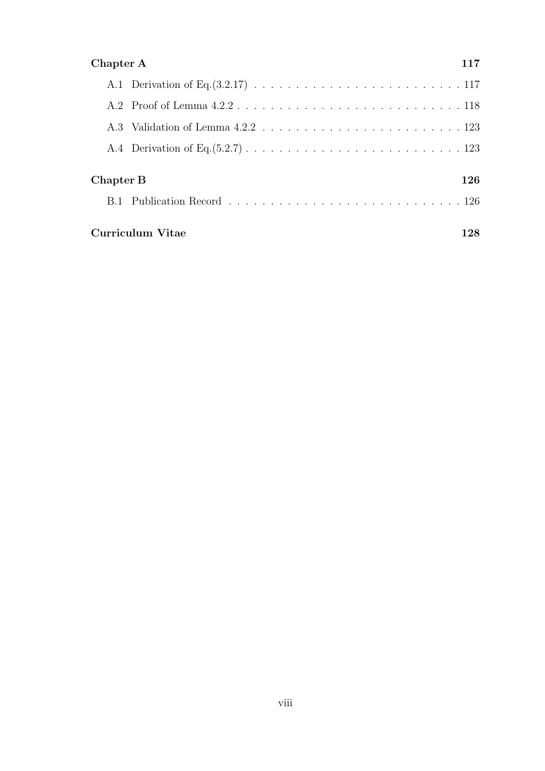**Chapter A** 117

- A.1 Derivation of Eq.(3.2.17) . . . . . . . . . . . . . . . . . . . . . . . . . . 117
- A.2 Proof of Lemma 4.2.2 . . . . . . . . . . . . . . . . . . . . . . . . . . . 118
- A.3 Validation of Lemma 4.2.2 . . . . . . . . . . . . . . . . . . . . . . . . . 123
- A.4 Derivation of Eq.(5.2.7) . . . . . . . . . . . . . . . . . . . . . . . . . . . 123

**Chapter B** 126

- B.1 Publication Record . . . . . . . . . . . . . . . . . . . . . . . . . . . . . 126

**Curriculum Vitae** 128